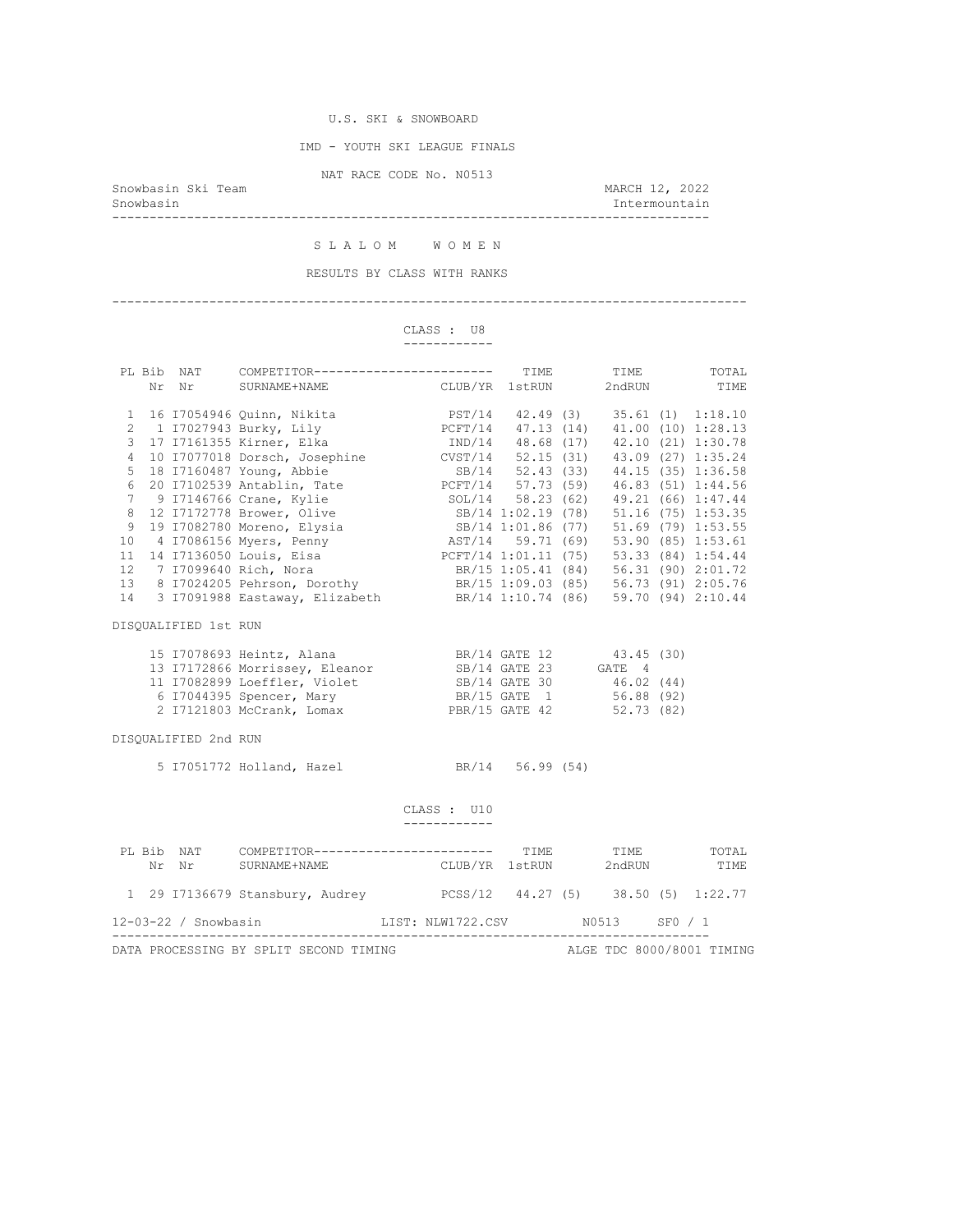U.S. SKI & SNOWBOARD

IMD - YOUTH SKI LEAGUE FINALS

NAT RACE CODE No. N0513

Snowbasin Ski Team — MARCH 12, 2022

Snowbasin — Intermountain

# S L A L O M   W O M E N

RESULTS BY CLASS WITH RANKS

## CLASS : U8

| PL | Bib Nr | NAT Nr | COMPETITOR SURNAME+NAME | CLUB/YR | TIME 1stRUN | TIME 2ndRUN | TOTAL TIME |
|---|---|---|---|---|---|---|---|
| 1 | 16 | I7054946 | Quinn, Nikita | PST/14 | 42.49 (3) | 35.61 (1) | 1:18.10 |
| 2 | 1 | I7027943 | Burky, Lily | PCFT/14 | 47.13 (14) | 41.00 (10) | 1:28.13 |
| 3 | 17 | I7161355 | Kirner, Elka | IND/14 | 48.68 (17) | 42.10 (21) | 1:30.78 |
| 4 | 10 | I7077018 | Dorsch, Josephine | CVST/14 | 52.15 (31) | 43.09 (27) | 1:35.24 |
| 5 | 18 | I7160487 | Young, Abbie | SB/14 | 52.43 (33) | 44.15 (35) | 1:36.58 |
| 6 | 20 | I7102539 | Antablin, Tate | PCFT/14 | 57.73 (59) | 46.83 (51) | 1:44.56 |
| 7 | 9 | I7146766 | Crane, Kylie | SOL/14 | 58.23 (62) | 49.21 (66) | 1:47.44 |
| 8 | 12 | I7172778 | Brower, Olive | SB/14 | 1:02.19 (78) | 51.16 (75) | 1:53.35 |
| 9 | 19 | I7082780 | Moreno, Elysia | SB/14 | 1:01.86 (77) | 51.69 (79) | 1:53.55 |
| 10 | 4 | I7086156 | Myers, Penny | AST/14 | 59.71 (69) | 53.90 (85) | 1:53.61 |
| 11 | 14 | I7136050 | Louis, Eisa | PCFT/14 | 1:01.11 (75) | 53.33 (84) | 1:54.44 |
| 12 | 7 | I7099640 | Rich, Nora | BR/15 | 1:05.41 (84) | 56.31 (90) | 2:01.72 |
| 13 | 8 | I7024205 | Pehrson, Dorothy | BR/15 | 1:09.03 (85) | 56.73 (91) | 2:05.76 |
| 14 | 3 | I7091988 | Eastaway, Elizabeth | BR/14 | 1:10.74 (86) | 59.70 (94) | 2:10.44 |

DISQUALIFIED 1st RUN

| Bib Nr | NAT Nr | COMPETITOR SURNAME+NAME | CLUB/YR | 1stRUN | 2ndRUN |
|---|---|---|---|---|---|
| 15 | I7078693 | Heintz, Alana | BR/14 | GATE 12 | 43.45 (30) |
| 13 | I7172866 | Morrissey, Eleanor | SB/14 | GATE 23 | GATE 4 |
| 11 | I7082899 | Loeffler, Violet | SB/14 | GATE 30 | 46.02 (44) |
| 6 | I7044395 | Spencer, Mary | BR/15 | GATE 1 | 56.88 (92) |
| 2 | I7121803 | McCrank, Lomax | PBR/15 | GATE 42 | 52.73 (82) |

DISQUALIFIED 2nd RUN

| Bib Nr | NAT Nr | COMPETITOR SURNAME+NAME | CLUB/YR | 1stRUN |
|---|---|---|---|---|
| 5 | I7051772 | Holland, Hazel | BR/14 | 56.99 (54) |

## CLASS : U10

| PL | Bib Nr | NAT Nr | COMPETITOR SURNAME+NAME | CLUB/YR | TIME 1stRUN | TIME 2ndRUN | TOTAL TIME |
|---|---|---|---|---|---|---|---|
| 1 | 29 | I7136679 | Stansbury, Audrey | PCSS/12 | 44.27 (5) | 38.50 (5) | 1:22.77 |

12-03-22 / Snowbasin — LIST: NLW1722.CSV — N0513 — SF0 / 1

DATA PROCESSING BY SPLIT SECOND TIMING — ALGE TDC 8000/8001 TIMING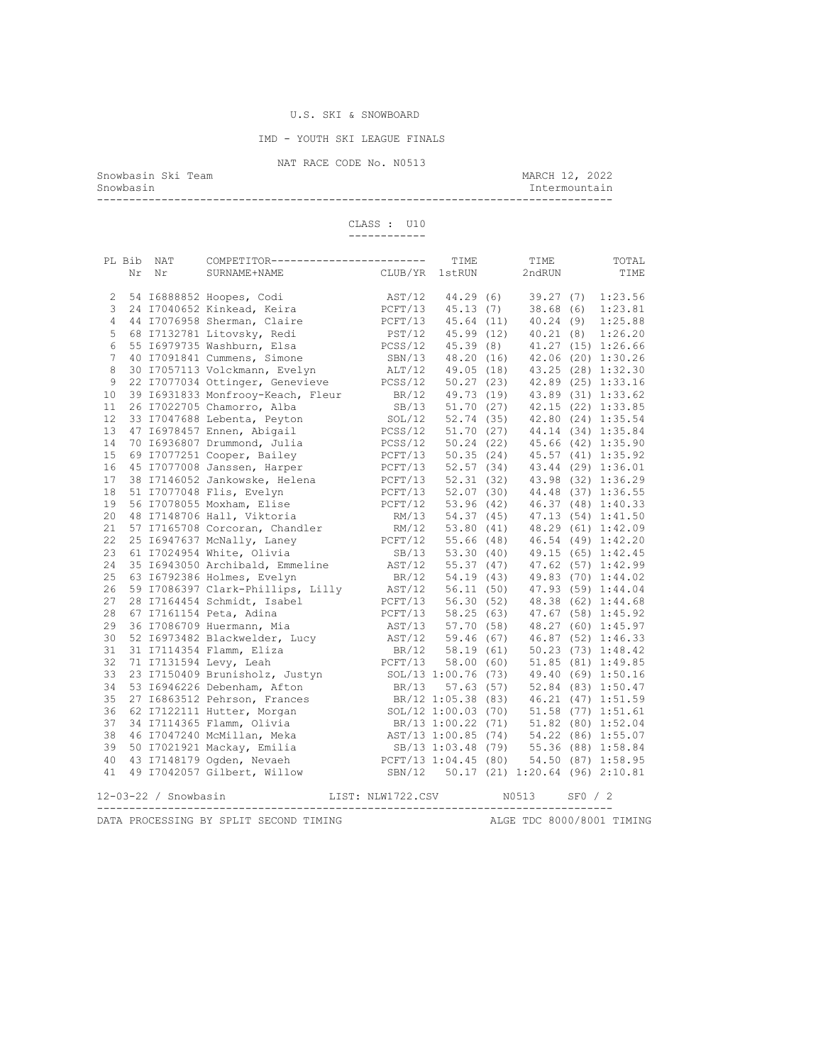U.S. SKI & SNOWBOARD

IMD - YOUTH SKI LEAGUE FINALS

NAT RACE CODE No. N0513

Snowbasin Ski Team MARCH 12, 2022
Snowbasin Intermountain

CLASS : U10

| PL | Bib Nr | NAT Nr | COMPETITOR SURNAME+NAME | CLUB/YR | TIME 1stRUN | | TIME 2ndRUN | | TOTAL TIME |
|---|---|---|---|---|---|---|---|---|---|
| 2 | 54 | I6888852 | Hoopes, Codi | AST/12 | 44.29 | (6) | 39.27 | (7) | 1:23.56 |
| 3 | 24 | I7040652 | Kinkead, Keira | PCFT/13 | 45.13 | (7) | 38.68 | (6) | 1:23.81 |
| 4 | 44 | I7076958 | Sherman, Claire | PCFT/13 | 45.64 | (11) | 40.24 | (9) | 1:25.88 |
| 5 | 68 | I7132781 | Litovsky, Redi | PST/12 | 45.99 | (12) | 40.21 | (8) | 1:26.20 |
| 6 | 55 | I6979735 | Washburn, Elsa | PCSS/12 | 45.39 | (8) | 41.27 | (15) | 1:26.66 |
| 7 | 40 | I7091841 | Cummens, Simone | SBN/13 | 48.20 | (16) | 42.06 | (20) | 1:30.26 |
| 8 | 30 | I7057113 | Volckmann, Evelyn | ALT/12 | 49.05 | (18) | 43.25 | (28) | 1:32.30 |
| 9 | 22 | I7077034 | Ottinger, Genevieve | PCSS/12 | 50.27 | (23) | 42.89 | (25) | 1:33.16 |
| 10 | 39 | I6931833 | Monfrooy-Keach, Fleur | BR/12 | 49.73 | (19) | 43.89 | (31) | 1:33.62 |
| 11 | 26 | I7022705 | Chamorro, Alba | SB/13 | 51.70 | (27) | 42.15 | (22) | 1:33.85 |
| 12 | 33 | I7047688 | Lebenta, Peyton | SOL/12 | 52.74 | (35) | 42.80 | (24) | 1:35.54 |
| 13 | 47 | I6978457 | Ennen, Abigail | PCSS/12 | 51.70 | (27) | 44.14 | (34) | 1:35.84 |
| 14 | 70 | I6936807 | Drummond, Julia | PCSS/12 | 50.24 | (22) | 45.66 | (42) | 1:35.90 |
| 15 | 69 | I7077251 | Cooper, Bailey | PCFT/13 | 50.35 | (24) | 45.57 | (41) | 1:35.92 |
| 16 | 45 | I7077008 | Janssen, Harper | PCFT/13 | 52.57 | (34) | 43.44 | (29) | 1:36.01 |
| 17 | 38 | I7146052 | Jankowske, Helena | PCFT/13 | 52.31 | (32) | 43.98 | (32) | 1:36.29 |
| 18 | 51 | I7077048 | Flis, Evelyn | PCFT/13 | 52.07 | (30) | 44.48 | (37) | 1:36.55 |
| 19 | 56 | I7078055 | Moxham, Elise | PCFT/12 | 53.96 | (42) | 46.37 | (48) | 1:40.33 |
| 20 | 48 | I7148706 | Hall, Viktoria | RM/13 | 54.37 | (45) | 47.13 | (54) | 1:41.50 |
| 21 | 57 | I7165708 | Corcoran, Chandler | RM/12 | 53.80 | (41) | 48.29 | (61) | 1:42.09 |
| 22 | 25 | I6947637 | McNally, Laney | PCFT/12 | 55.66 | (48) | 46.54 | (49) | 1:42.20 |
| 23 | 61 | I7024954 | White, Olivia | SB/13 | 53.30 | (40) | 49.15 | (65) | 1:42.45 |
| 24 | 35 | I6943050 | Archibald, Emmeline | AST/12 | 55.37 | (47) | 47.62 | (57) | 1:42.99 |
| 25 | 63 | I6792386 | Holmes, Evelyn | BR/12 | 54.19 | (43) | 49.83 | (70) | 1:44.02 |
| 26 | 59 | I7086397 | Clark-Phillips, Lilly | AST/12 | 56.11 | (50) | 47.93 | (59) | 1:44.04 |
| 27 | 28 | I7164454 | Schmidt, Isabel | PCFT/13 | 56.30 | (52) | 48.38 | (62) | 1:44.68 |
| 28 | 67 | I7161154 | Peta, Adina | PCFT/13 | 58.25 | (63) | 47.67 | (58) | 1:45.92 |
| 29 | 36 | I7086709 | Huermann, Mia | AST/13 | 57.70 | (58) | 48.27 | (60) | 1:45.97 |
| 30 | 52 | I6973482 | Blackwelder, Lucy | AST/12 | 59.46 | (67) | 46.87 | (52) | 1:46.33 |
| 31 | 31 | I7114354 | Flamm, Eliza | BR/12 | 58.19 | (61) | 50.23 | (73) | 1:48.42 |
| 32 | 71 | I7131594 | Levy, Leah | PCFT/13 | 58.00 | (60) | 51.85 | (81) | 1:49.85 |
| 33 | 23 | I7150409 | Brunisholz, Justyn | SOL/13 | 1:00.76 | (73) | 49.40 | (69) | 1:50.16 |
| 34 | 53 | I6946226 | Debenham, Afton | BR/13 | 57.63 | (57) | 52.84 | (83) | 1:50.47 |
| 35 | 27 | I6863512 | Pehrson, Frances | BR/12 | 1:05.38 | (83) | 46.21 | (47) | 1:51.59 |
| 36 | 62 | I7122111 | Hutter, Morgan | SOL/12 | 1:00.03 | (70) | 51.58 | (77) | 1:51.61 |
| 37 | 34 | I7114365 | Flamm, Olivia | BR/13 | 1:00.22 | (71) | 51.82 | (80) | 1:52.04 |
| 38 | 46 | I7047240 | McMillan, Meka | AST/13 | 1:00.85 | (74) | 54.22 | (86) | 1:55.07 |
| 39 | 50 | I7021921 | Mackay, Emilia | SB/13 | 1:03.48 | (79) | 55.36 | (88) | 1:58.84 |
| 40 | 43 | I7148179 | Ogden, Nevaeh | PCFT/13 | 1:04.45 | (80) | 54.50 | (87) | 1:58.95 |
| 41 | 49 | I7042057 | Gilbert, Willow | SBN/12 | 50.17 | (21) | 1:20.64 | (96) | 2:10.81 |

12-03-22 / Snowbasin LIST: NLW1722.CSV N0513 SF0 / 2

DATA PROCESSING BY SPLIT SECOND TIMING ALGE TDC 8000/8001 TIMING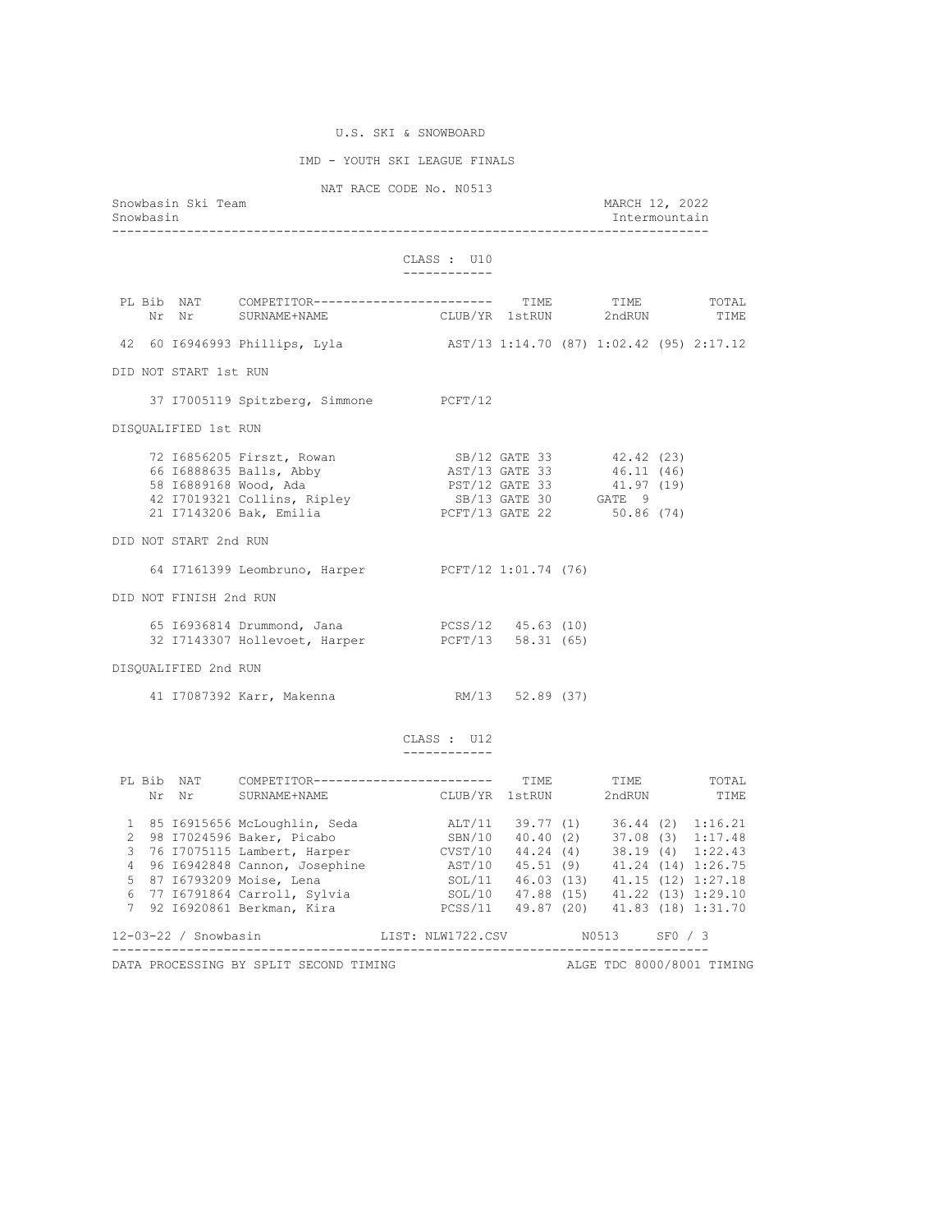U.S. SKI & SNOWBOARD

IMD - YOUTH SKI LEAGUE FINALS

NAT RACE CODE No. N0513

Snowbasin Ski Team — MARCH 12, 2022
Snowbasin — Intermountain

## CLASS : U10

| PL | Bib Nr | NAT Nr | COMPETITOR SURNAME+NAME | CLUB/YR | TIME 1stRUN | TIME 2ndRUN | TOTAL TIME |
|---|---|---|---|---|---|---|---|
| 42 | 60 | I6946993 | Phillips, Lyla | AST/13 | 1:14.70 (87) | 1:02.42 (95) | 2:17.12 |

DID NOT START 1st RUN

| Bib Nr | NAT Nr | COMPETITOR | CLUB/YR |
|---|---|---|---|
| 37 | I7005119 | Spitzberg, Simmone | PCFT/12 |

DISQUALIFIED 1st RUN

| Bib Nr | NAT Nr | COMPETITOR | CLUB/YR | 1stRUN | 2ndRUN |
|---|---|---|---|---|---|
| 72 | I6856205 | Firszt, Rowan | SB/12 | GATE 33 | 42.42 (23) |
| 66 | I6888635 | Balls, Abby | AST/13 | GATE 33 | 46.11 (46) |
| 58 | I6889168 | Wood, Ada | PST/12 | GATE 33 | 41.97 (19) |
| 42 | I7019321 | Collins, Ripley | SB/13 | GATE 30 | GATE 9 |
| 21 | I7143206 | Bak, Emilia | PCFT/13 | GATE 22 | 50.86 (74) |

DID NOT START 2nd RUN

| Bib Nr | NAT Nr | COMPETITOR | CLUB/YR | 1stRUN |
|---|---|---|---|---|
| 64 | I7161399 | Leombruno, Harper | PCFT/12 | 1:01.74 (76) |

DID NOT FINISH 2nd RUN

| Bib Nr | NAT Nr | COMPETITOR | CLUB/YR | 1stRUN |
|---|---|---|---|---|
| 65 | I6936814 | Drummond, Jana | PCSS/12 | 45.63 (10) |
| 32 | I7143307 | Hollevoet, Harper | PCFT/13 | 58.31 (65) |

DISQUALIFIED 2nd RUN

| Bib Nr | NAT Nr | COMPETITOR | CLUB/YR | 1stRUN |
|---|---|---|---|---|
| 41 | I7087392 | Karr, Makenna | RM/13 | 52.89 (37) |

## CLASS : U12

| PL | Bib Nr | NAT Nr | COMPETITOR SURNAME+NAME | CLUB/YR | TIME 1stRUN | TIME 2ndRUN | TOTAL TIME |
|---|---|---|---|---|---|---|---|
| 1 | 85 | I6915656 | McLoughlin, Seda | ALT/11 | 39.77 (1) | 36.44 (2) | 1:16.21 |
| 2 | 98 | I7024596 | Baker, Picabo | SBN/10 | 40.40 (2) | 37.08 (3) | 1:17.48 |
| 3 | 76 | I7075115 | Lambert, Harper | CVST/10 | 44.24 (4) | 38.19 (4) | 1:22.43 |
| 4 | 96 | I6942848 | Cannon, Josephine | AST/10 | 45.51 (9) | 41.24 (14) | 1:26.75 |
| 5 | 87 | I6793209 | Moise, Lena | SOL/11 | 46.03 (13) | 41.15 (12) | 1:27.18 |
| 6 | 77 | I6791864 | Carroll, Sylvia | SOL/10 | 47.88 (15) | 41.22 (13) | 1:29.10 |
| 7 | 92 | I6920861 | Berkman, Kira | PCSS/11 | 49.87 (20) | 41.83 (18) | 1:31.70 |

12-03-22 / Snowbasin — LIST: NLW1722.CSV — N0513 — SF0 / 3

DATA PROCESSING BY SPLIT SECOND TIMING — ALGE TDC 8000/8001 TIMING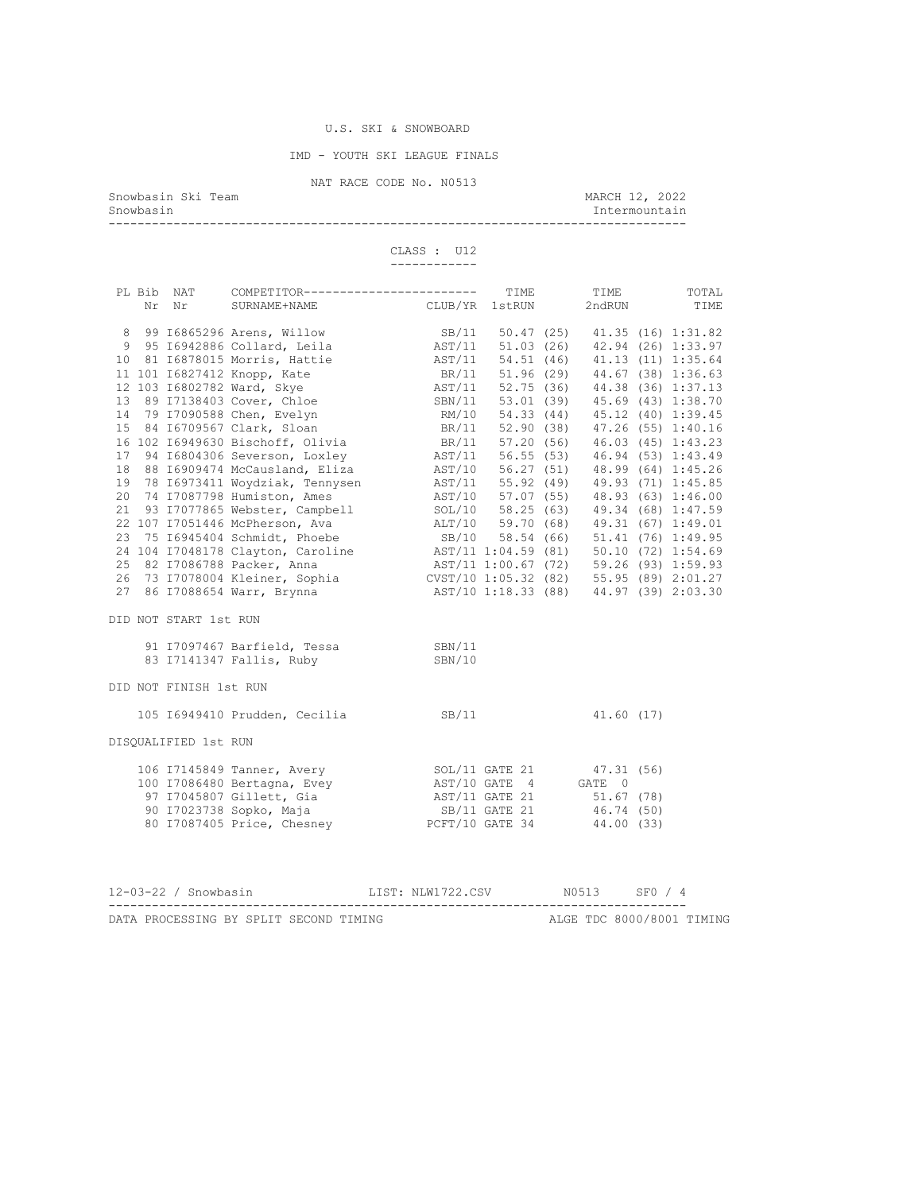U.S. SKI & SNOWBOARD

IMD - YOUTH SKI LEAGUE FINALS

NAT RACE CODE No. N0513

Snowbasin Ski Team — MARCH 12, 2022

Snowbasin — Intermountain

## CLASS : U12

| PL | Bib Nr | NAT Nr | COMPETITOR SURNAME+NAME | CLUB/YR | TIME 1stRUN | TIME 2ndRUN | TOTAL TIME |
|---|---|---|---|---|---|---|---|
| 8 | 99 | I6865296 | Arens, Willow | SB/11 | 50.47 (25) | 41.35 (16) | 1:31.82 |
| 9 | 95 | I6942886 | Collard, Leila | AST/11 | 51.03 (26) | 42.94 (26) | 1:33.97 |
| 10 | 81 | I6878015 | Morris, Hattie | AST/11 | 54.51 (46) | 41.13 (11) | 1:35.64 |
| 11 | 101 | I6827412 | Knopp, Kate | BR/11 | 51.96 (29) | 44.67 (38) | 1:36.63 |
| 12 | 103 | I6802782 | Ward, Skye | AST/11 | 52.75 (36) | 44.38 (36) | 1:37.13 |
| 13 | 89 | I7138403 | Cover, Chloe | SBN/11 | 53.01 (39) | 45.69 (43) | 1:38.70 |
| 14 | 79 | I7090588 | Chen, Evelyn | RM/10 | 54.33 (44) | 45.12 (40) | 1:39.45 |
| 15 | 84 | I6709567 | Clark, Sloan | BR/11 | 52.90 (38) | 47.26 (55) | 1:40.16 |
| 16 | 102 | I6949630 | Bischoff, Olivia | BR/11 | 57.20 (56) | 46.03 (45) | 1:43.23 |
| 17 | 94 | I6804306 | Severson, Loxley | AST/11 | 56.55 (53) | 46.94 (53) | 1:43.49 |
| 18 | 88 | I6909474 | McCausland, Eliza | AST/10 | 56.27 (51) | 48.99 (64) | 1:45.26 |
| 19 | 78 | I6973411 | Woydziak, Tennysen | AST/11 | 55.92 (49) | 49.93 (71) | 1:45.85 |
| 20 | 74 | I7087798 | Humiston, Ames | AST/10 | 57.07 (55) | 48.93 (63) | 1:46.00 |
| 21 | 93 | I7077865 | Webster, Campbell | SOL/10 | 58.25 (63) | 49.34 (68) | 1:47.59 |
| 22 | 107 | I7051446 | McPherson, Ava | ALT/10 | 59.70 (68) | 49.31 (67) | 1:49.01 |
| 23 | 75 | I6945404 | Schmidt, Phoebe | SB/10 | 58.54 (66) | 51.41 (76) | 1:49.95 |
| 24 | 104 | I7048178 | Clayton, Caroline | AST/11 | 1:04.59 (81) | 50.10 (72) | 1:54.69 |
| 25 | 82 | I7086788 | Packer, Anna | AST/11 | 1:00.67 (72) | 59.26 (93) | 1:59.93 |
| 26 | 73 | I7078004 | Kleiner, Sophia | CVST/10 | 1:05.32 (82) | 55.95 (89) | 2:01.27 |
| 27 | 86 | I7088654 | Warr, Brynna | AST/10 | 1:18.33 (88) | 44.97 (39) | 2:03.30 |

DID NOT START 1st RUN

| Bib Nr | NAT Nr | COMPETITOR | CLUB/YR |
|---|---|---|---|
| 91 | I7097467 | Barfield, Tessa | SBN/11 |
| 83 | I7141347 | Fallis, Ruby | SBN/10 |

DID NOT FINISH 1st RUN

| Bib Nr | NAT Nr | COMPETITOR | CLUB/YR | 1stRUN | 2ndRUN |
|---|---|---|---|---|---|
| 105 | I6949410 | Prudden, Cecilia | SB/11 | | 41.60 (17) |

DISQUALIFIED 1st RUN

| Bib Nr | NAT Nr | COMPETITOR | CLUB/YR | 1stRUN | 2ndRUN |
|---|---|---|---|---|---|
| 106 | I7145849 | Tanner, Avery | SOL/11 | GATE 21 | 47.31 (56) |
| 100 | I7086480 | Bertagna, Evey | AST/10 | GATE 4 | GATE 0 |
| 97 | I7045807 | Gillett, Gia | AST/11 | GATE 21 | 51.67 (78) |
| 90 | I7023738 | Sopko, Maja | SB/11 | GATE 21 | 46.74 (50) |
| 80 | I7087405 | Price, Chesney | PCFT/10 | GATE 34 | 44.00 (33) |

12-03-22 / Snowbasin LIST: NLW1722.CSV N0513 SF0

DATA PROCESSING BY SPLIT SECOND TIMING — ALGE TDC 8000/8001 TIMING